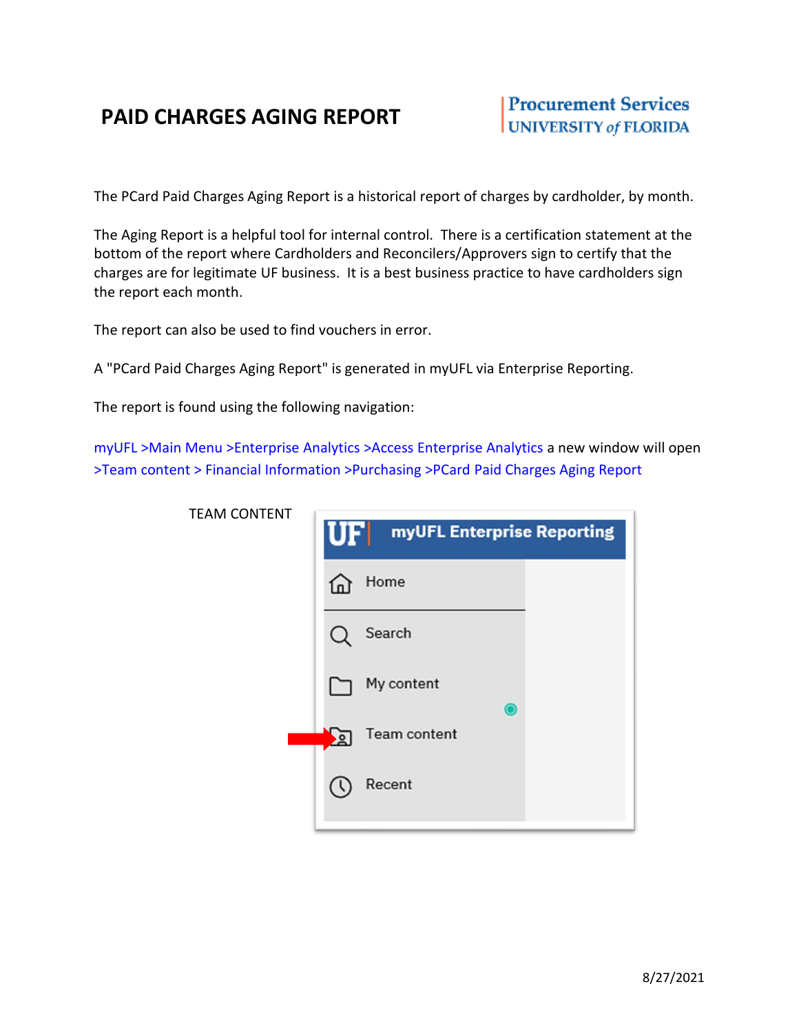# PAID CHARGES AGING REPORT

Procurement Services
UNIVERSITY of FLORIDA

The PCard Paid Charges Aging Report is a historical report of charges by cardholder, by month.

The Aging Report is a helpful tool for internal control. There is a certification statement at the bottom of the report where Cardholders and Reconcilers/Approvers sign to certify that the charges are for legitimate UF business. It is a best business practice to have cardholders sign the report each month.

The report can also be used to find vouchers in error.

A "PCard Paid Charges Aging Report" is generated in myUFL via Enterprise Reporting.

The report is found using the following navigation:

myUFL >Main Menu >Enterprise Analytics >Access Enterprise Analytics a new window will open >Team content > Financial Information >Purchasing >PCard Paid Charges Aging Report

TEAM CONTENT

UF | myUFL Enterprise Reporting

- Home
- Search
- My content
- Team content
- Recent

8/27/2021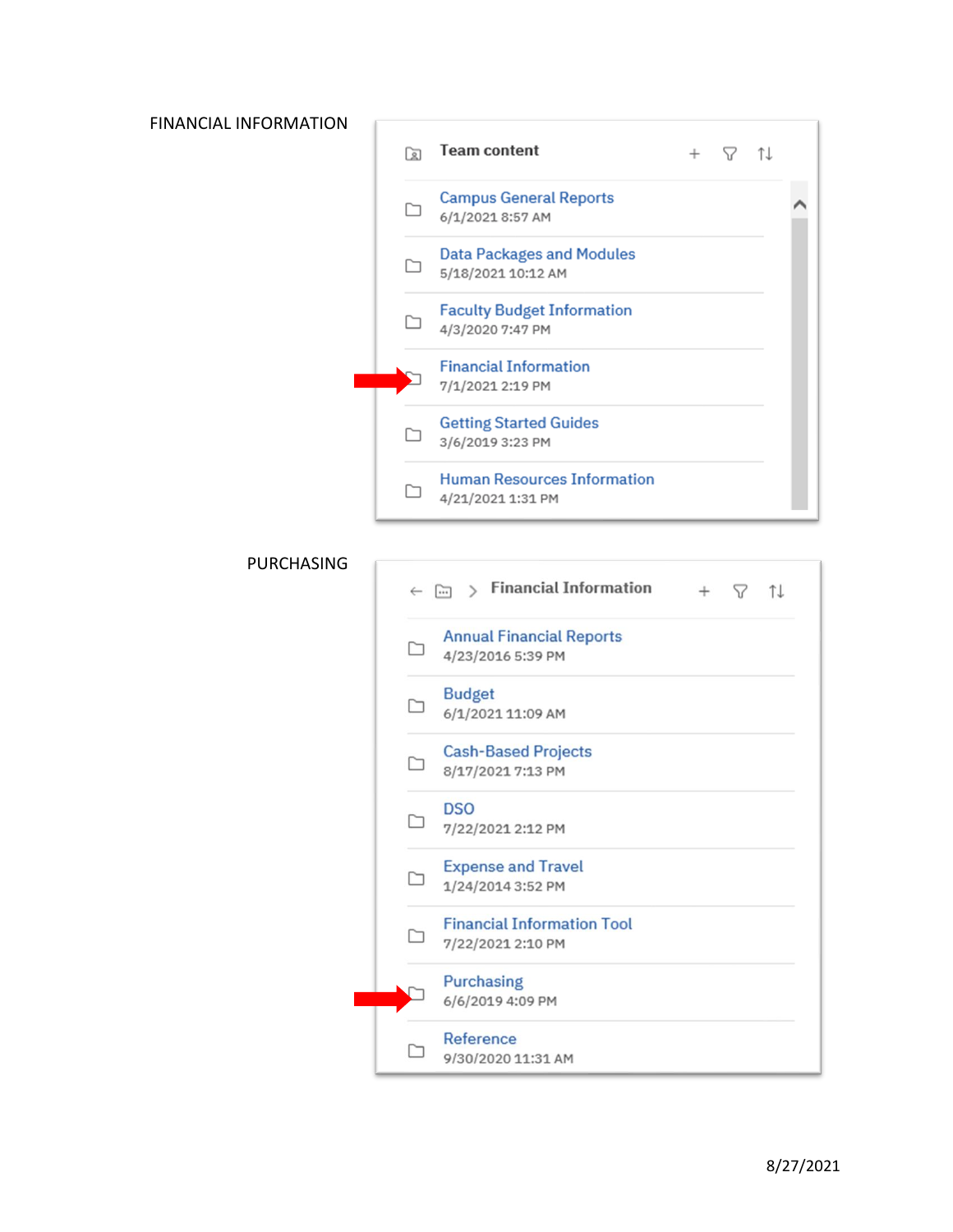FINANCIAL INFORMATION

**Team content**

- Campus General Reports
  6/1/2021 8:57 AM
- Data Packages and Modules
  5/18/2021 10:12 AM
- Faculty Budget Information
  4/3/2020 7:47 PM
- Financial Information
  7/1/2021 2:19 PM
- Getting Started Guides
  3/6/2019 3:23 PM
- Human Resources Information
  4/21/2021 1:31 PM

PURCHASING

**Financial Information**

- Annual Financial Reports
  4/23/2016 5:39 PM
- Budget
  6/1/2021 11:09 AM
- Cash-Based Projects
  8/17/2021 7:13 PM
- DSO
  7/22/2021 2:12 PM
- Expense and Travel
  1/24/2014 3:52 PM
- Financial Information Tool
  7/22/2021 2:10 PM
- Purchasing
  6/6/2019 4:09 PM
- Reference
  9/30/2020 11:31 AM

8/27/2021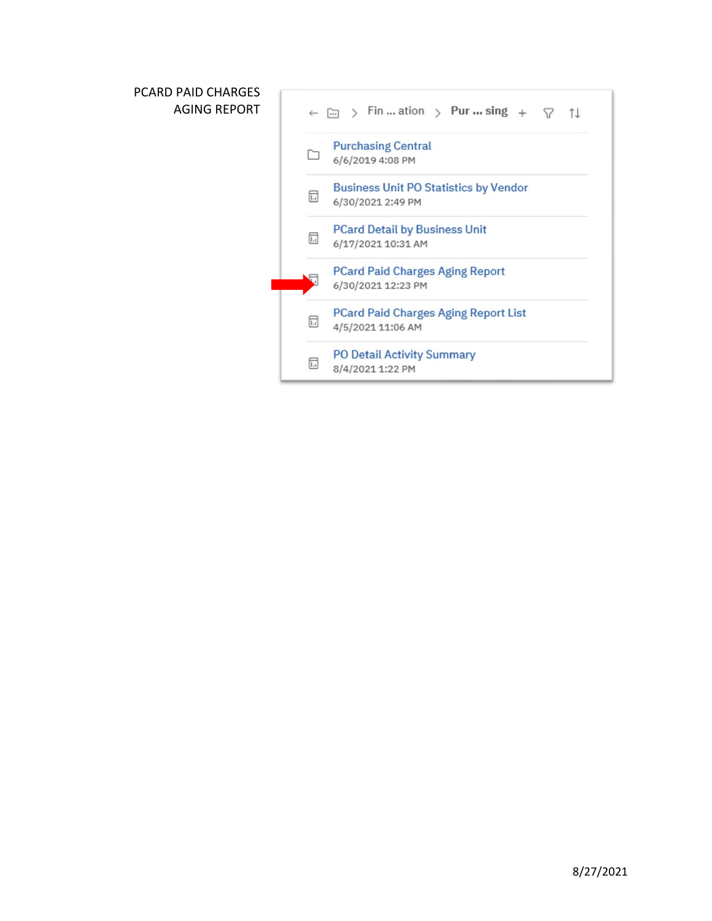PCARD PAID CHARGES AGING REPORT

Fin ... ation > Pur ... sing

- Purchasing Central
  6/6/2019 4:08 PM
- Business Unit PO Statistics by Vendor
  6/30/2021 2:49 PM
- PCard Detail by Business Unit
  6/17/2021 10:31 AM
- PCard Paid Charges Aging Report
  6/30/2021 12:23 PM
- PCard Paid Charges Aging Report List
  4/5/2021 11:06 AM
- PO Detail Activity Summary
  8/4/2021 1:22 PM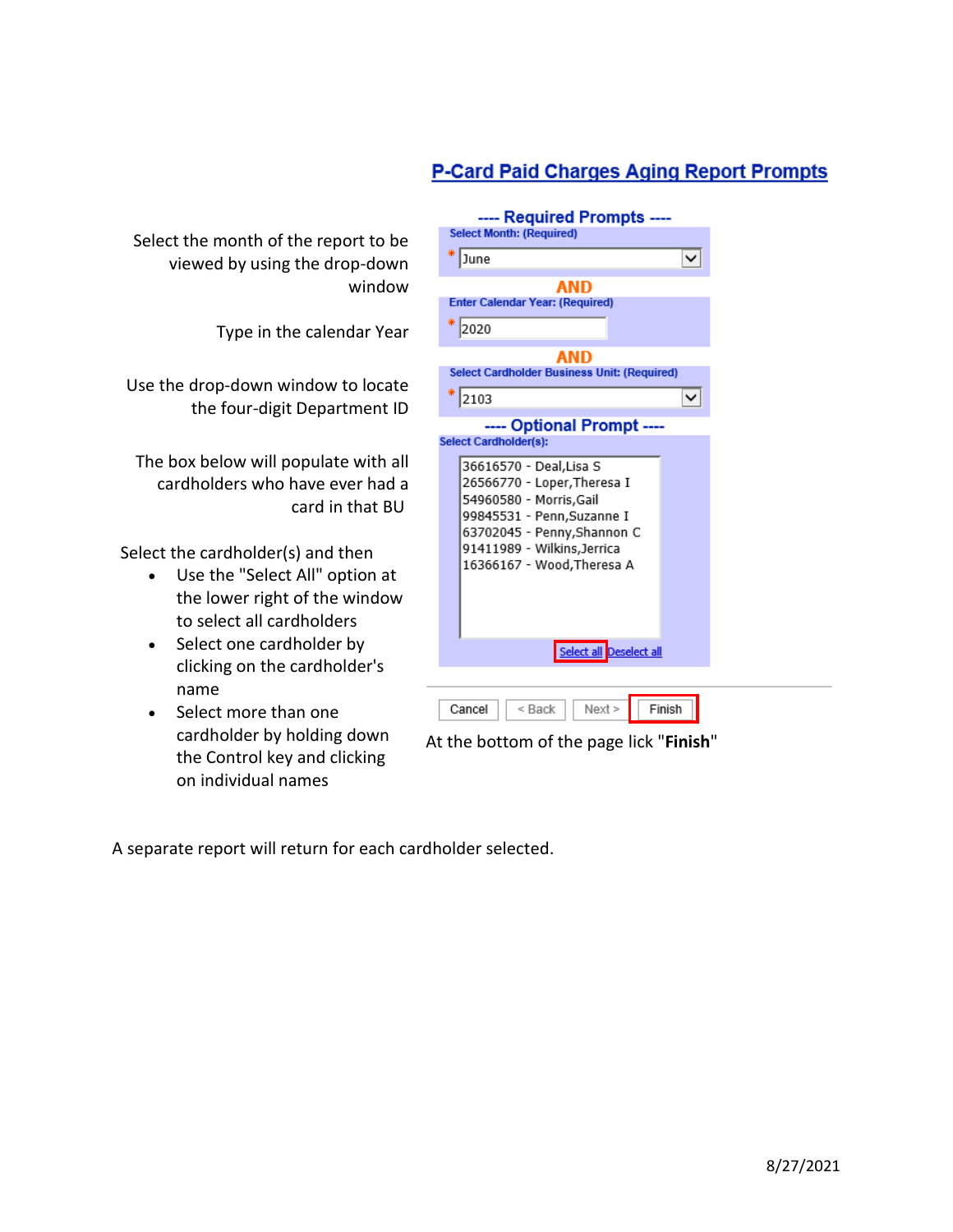## P-Card Paid Charges Aging Report Prompts

---- Required Prompts ----

Select the month of the report to be viewed by using the drop-down window

Select Month: (Required)

* June

AND

Type in the calendar Year

Enter Calendar Year: (Required)

* 2020

AND

Use the drop-down window to locate the four-digit Department ID

Select Cardholder Business Unit: (Required)

* 2103

---- Optional Prompt ----

The box below will populate with all cardholders who have ever had a card in that BU

Select Cardholder(s):

36616570 - Deal,Lisa S
26566770 - Loper,Theresa I
54960580 - Morris,Gail
99845531 - Penn,Suzanne I
63702045 - Penny,Shannon C
91411989 - Wilkins,Jerrica
16366167 - Wood,Theresa A

Select all Deselect all

Select the cardholder(s) and then

- Use the "Select All" option at the lower right of the window to select all cardholders
- Select one cardholder by clicking on the cardholder's name
- Select more than one cardholder by holding down the Control key and clicking on individual names

Cancel | < Back | Next > | Finish

At the bottom of the page lick "**Finish**"

A separate report will return for each cardholder selected.

8/27/2021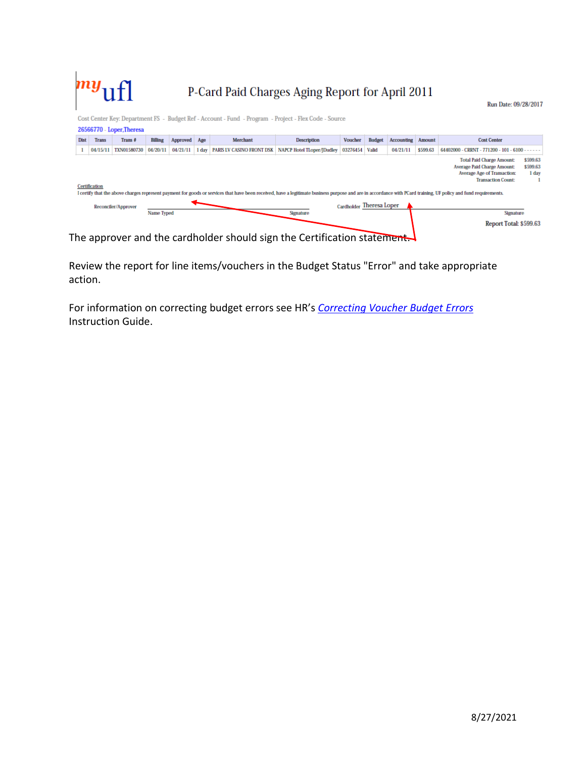# P-Card Paid Charges Aging Report for April 2011

Run Date: 09/28/2017

Cost Center Key: Department FS - Budget Ref - Account - Fund - Program - Project - Flex Code - Source

26566770 - Loper,Theresa

| Dist | Trans | Trans # | Billing | Approved | Age | Merchant | Description | Voucher | Budget | Accounting | Amount | Cost Center |
|---|---|---|---|---|---|---|---|---|---|---|---|---|
| 1 | 04/15/11 | TXN01580730 | 04/20/11 | 04/21/11 | 1 day | PARIS LV CASINO FRONT DSK | NAPCP Hotel TLoper/JDudley | 03276454 | Valid | 04/21/11 | $599.63 | 64402000 - CRRNT - 771200 - 101 - 6100 - - - - - - |

Total Paid Charge Amount: $599.63
Average Paid Charge Amount: $599.63
Average Age of Transaction: 1 day
Transaction Count: 1

Certification

I certify that the above charges represent payment for goods or services that have been received, have a legitimate business purpose and are in accordance with PCard training, UF policy and fund requirements.

Reconciler/Approver ______________________ Name Typed ______________________ Signature

Cardholder Theresa Loper ______________________ Signature

Report Total: $599.63

The approver and the cardholder should sign the Certification statement.

Review the report for line items/vouchers in the Budget Status "Error" and take appropriate action.

For information on correcting budget errors see HR's *Correcting Voucher Budget Errors* Instruction Guide.